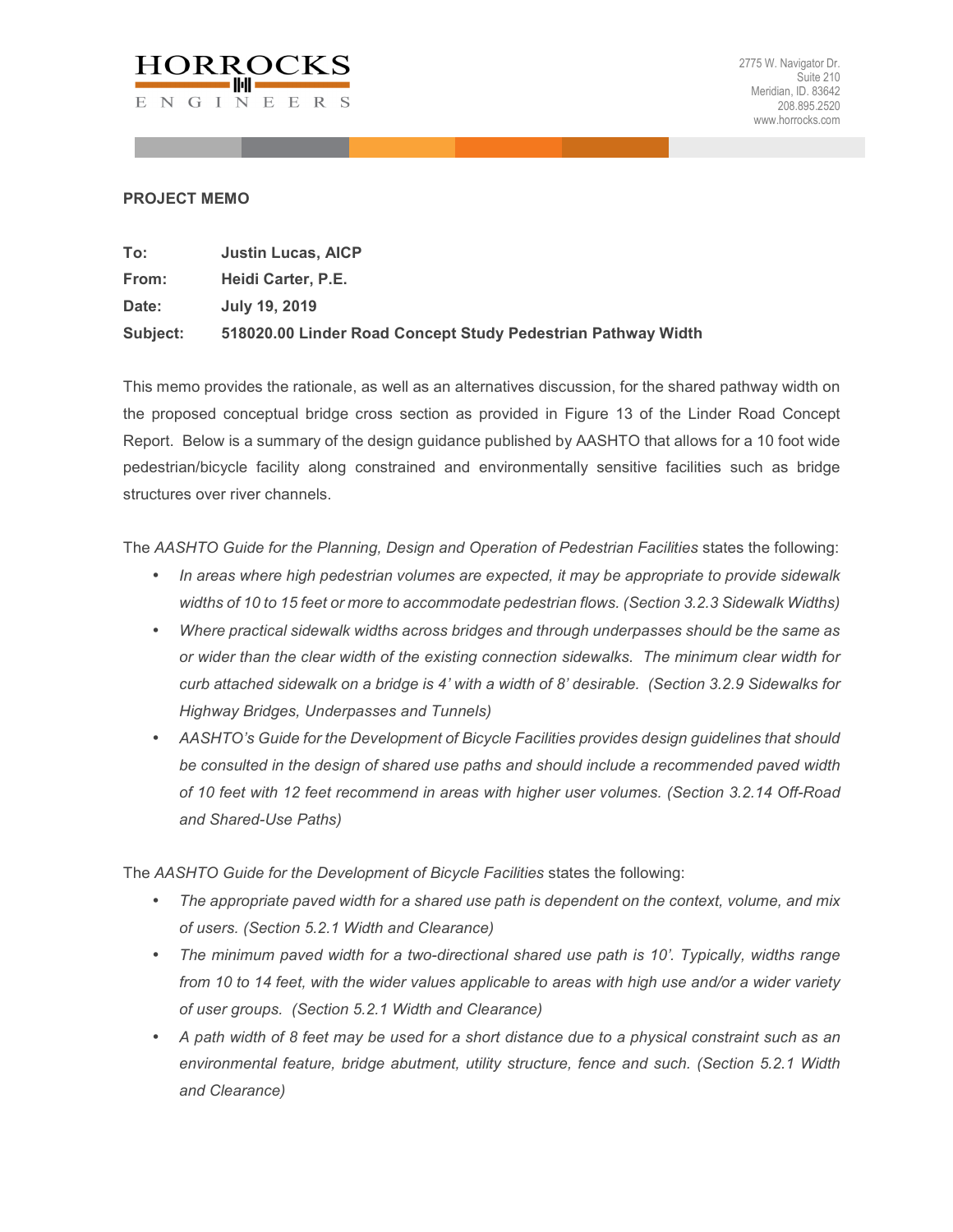**HORROCKS ENGINEERS**

2775 W. Navigator Dr.
Suite 210
Meridian, ID. 83642
208.895.2520
www.horrocks.com

**PROJECT MEMO**

**To:** **Justin Lucas, AICP**
**From:** **Heidi Carter, P.E.**
**Date:** **July 19, 2019**
**Subject:** **518020.00 Linder Road Concept Study Pedestrian Pathway Width**

This memo provides the rationale, as well as an alternatives discussion, for the shared pathway width on the proposed conceptual bridge cross section as provided in Figure 13 of the Linder Road Concept Report. Below is a summary of the design guidance published by AASHTO that allows for a 10 foot wide pedestrian/bicycle facility along constrained and environmentally sensitive facilities such as bridge structures over river channels.

The *AASHTO Guide for the Planning, Design and Operation of Pedestrian Facilities* states the following:

- *In areas where high pedestrian volumes are expected, it may be appropriate to provide sidewalk widths of 10 to 15 feet or more to accommodate pedestrian flows. (Section 3.2.3 Sidewalk Widths)*
- *Where practical sidewalk widths across bridges and through underpasses should be the same as or wider than the clear width of the existing connection sidewalks. The minimum clear width for curb attached sidewalk on a bridge is 4' with a width of 8' desirable. (Section 3.2.9 Sidewalks for Highway Bridges, Underpasses and Tunnels)*
- *AASHTO's Guide for the Development of Bicycle Facilities provides design guidelines that should be consulted in the design of shared use paths and should include a recommended paved width of 10 feet with 12 feet recommend in areas with higher user volumes. (Section 3.2.14 Off-Road and Shared-Use Paths)*

The *AASHTO Guide for the Development of Bicycle Facilities* states the following:

- *The appropriate paved width for a shared use path is dependent on the context, volume, and mix of users. (Section 5.2.1 Width and Clearance)*
- *The minimum paved width for a two-directional shared use path is 10'. Typically, widths range from 10 to 14 feet, with the wider values applicable to areas with high use and/or a wider variety of user groups. (Section 5.2.1 Width and Clearance)*
- *A path width of 8 feet may be used for a short distance due to a physical constraint such as an environmental feature, bridge abutment, utility structure, fence and such. (Section 5.2.1 Width and Clearance)*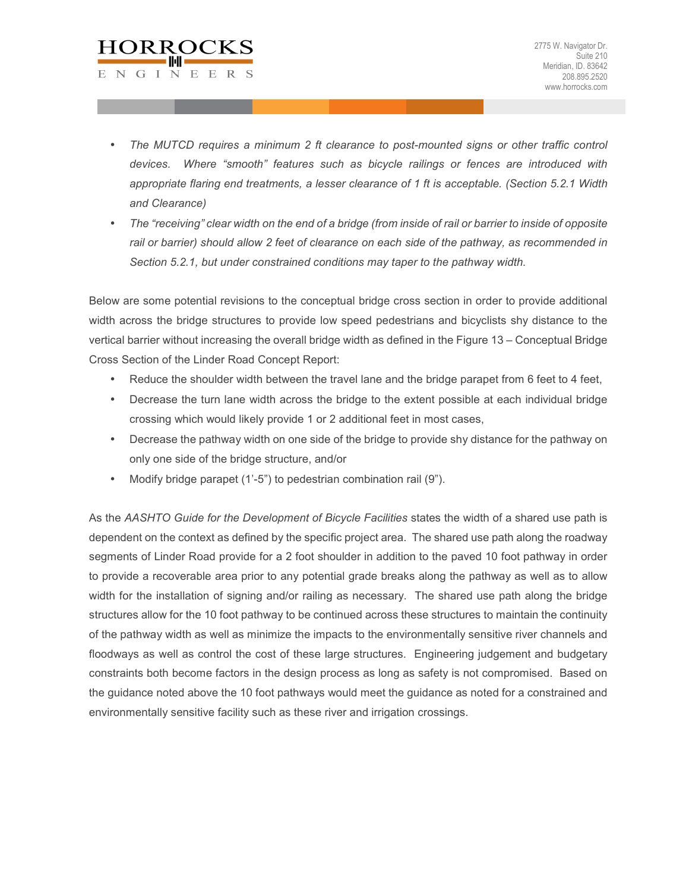- *The MUTCD requires a minimum 2 ft clearance to post-mounted signs or other traffic control devices. Where "smooth" features such as bicycle railings or fences are introduced with appropriate flaring end treatments, a lesser clearance of 1 ft is acceptable. (Section 5.2.1 Width and Clearance)*
- *The "receiving" clear width on the end of a bridge (from inside of rail or barrier to inside of opposite rail or barrier) should allow 2 feet of clearance on each side of the pathway, as recommended in Section 5.2.1, but under constrained conditions may taper to the pathway width.*

Below are some potential revisions to the conceptual bridge cross section in order to provide additional width across the bridge structures to provide low speed pedestrians and bicyclists shy distance to the vertical barrier without increasing the overall bridge width as defined in the Figure 13 – Conceptual Bridge Cross Section of the Linder Road Concept Report:

- Reduce the shoulder width between the travel lane and the bridge parapet from 6 feet to 4 feet,
- Decrease the turn lane width across the bridge to the extent possible at each individual bridge crossing which would likely provide 1 or 2 additional feet in most cases,
- Decrease the pathway width on one side of the bridge to provide shy distance for the pathway on only one side of the bridge structure, and/or
- Modify bridge parapet (1'-5") to pedestrian combination rail (9").

As the *AASHTO Guide for the Development of Bicycle Facilities* states the width of a shared use path is dependent on the context as defined by the specific project area. The shared use path along the roadway segments of Linder Road provide for a 2 foot shoulder in addition to the paved 10 foot pathway in order to provide a recoverable area prior to any potential grade breaks along the pathway as well as to allow width for the installation of signing and/or railing as necessary. The shared use path along the bridge structures allow for the 10 foot pathway to be continued across these structures to maintain the continuity of the pathway width as well as minimize the impacts to the environmentally sensitive river channels and floodways as well as control the cost of these large structures. Engineering judgement and budgetary constraints both become factors in the design process as long as safety is not compromised. Based on the guidance noted above the 10 foot pathways would meet the guidance as noted for a constrained and environmentally sensitive facility such as these river and irrigation crossings.